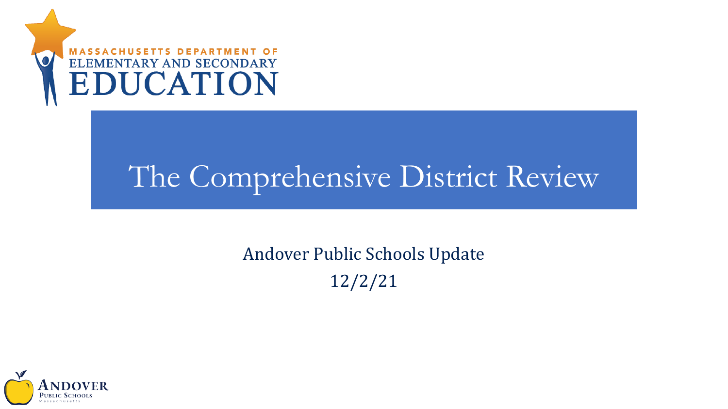MASSACHUSETTS DEPARTMENT OF ELEMENTARY AND SECONDARY EDUCATION

# The Comprehensive District Review

Andover Public Schools Update

12/2/21

Andover Public Schools Massachusetts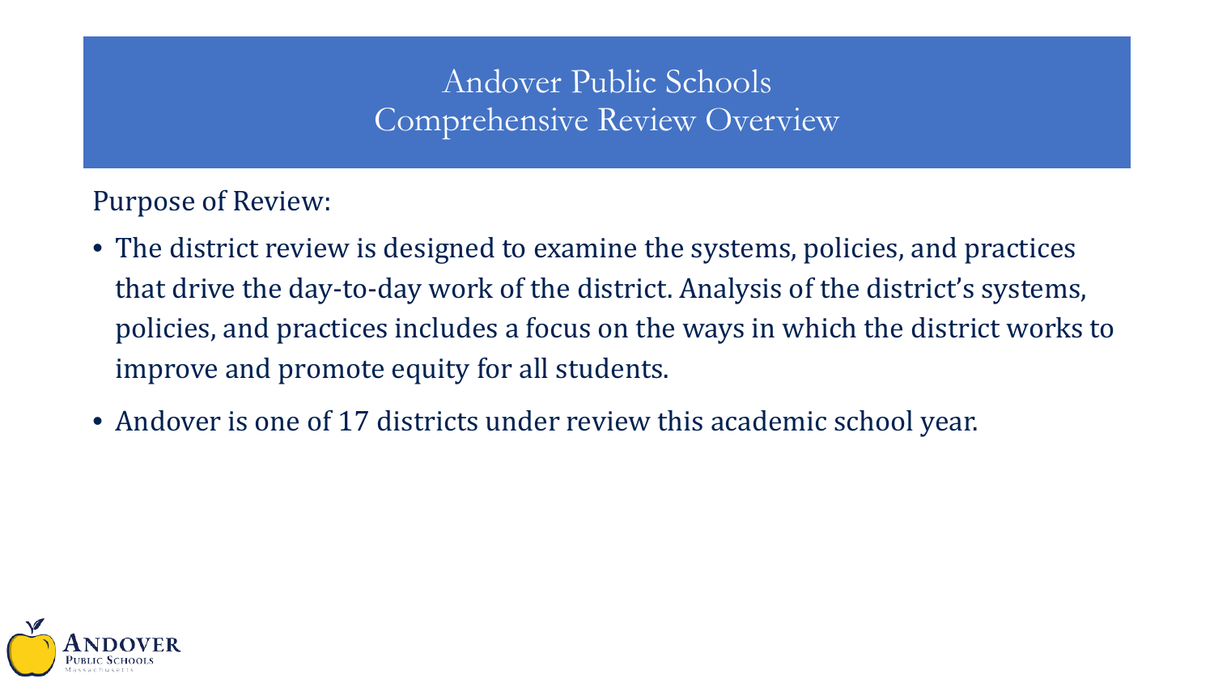# Andover Public Schools
# Comprehensive Review Overview

Purpose of Review:

- The district review is designed to examine the systems, policies, and practices that drive the day-to-day work of the district. Analysis of the district's systems, policies, and practices includes a focus on the ways in which the district works to improve and promote equity for all students.
- Andover is one of 17 districts under review this academic school year.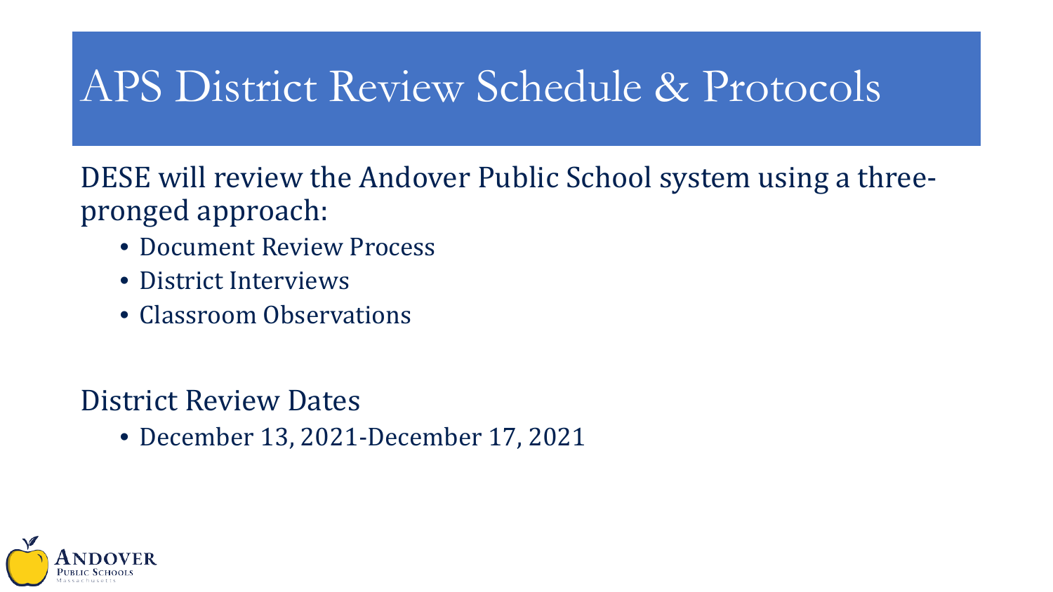# APS District Review Schedule & Protocols

DESE will review the Andover Public School system using a three-pronged approach:

- Document Review Process
- District Interviews
- Classroom Observations

District Review Dates

- December 13, 2021-December 17, 2021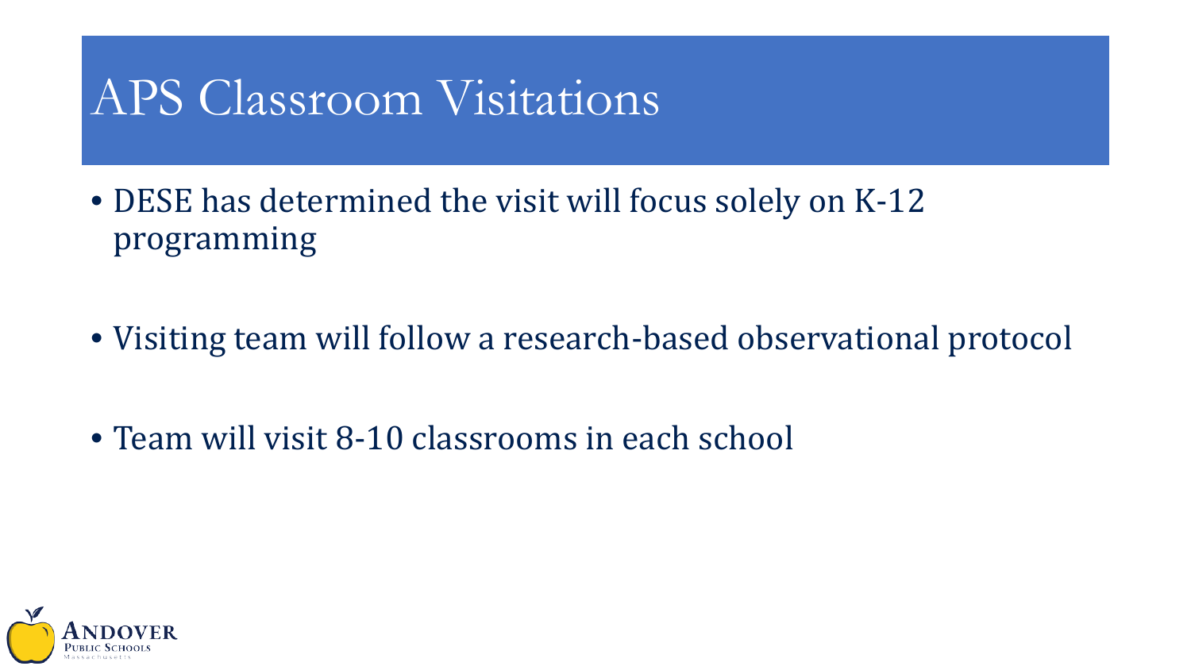# APS Classroom Visitations

- DESE has determined the visit will focus solely on K-12 programming
- Visiting team will follow a research-based observational protocol
- Team will visit 8-10 classrooms in each school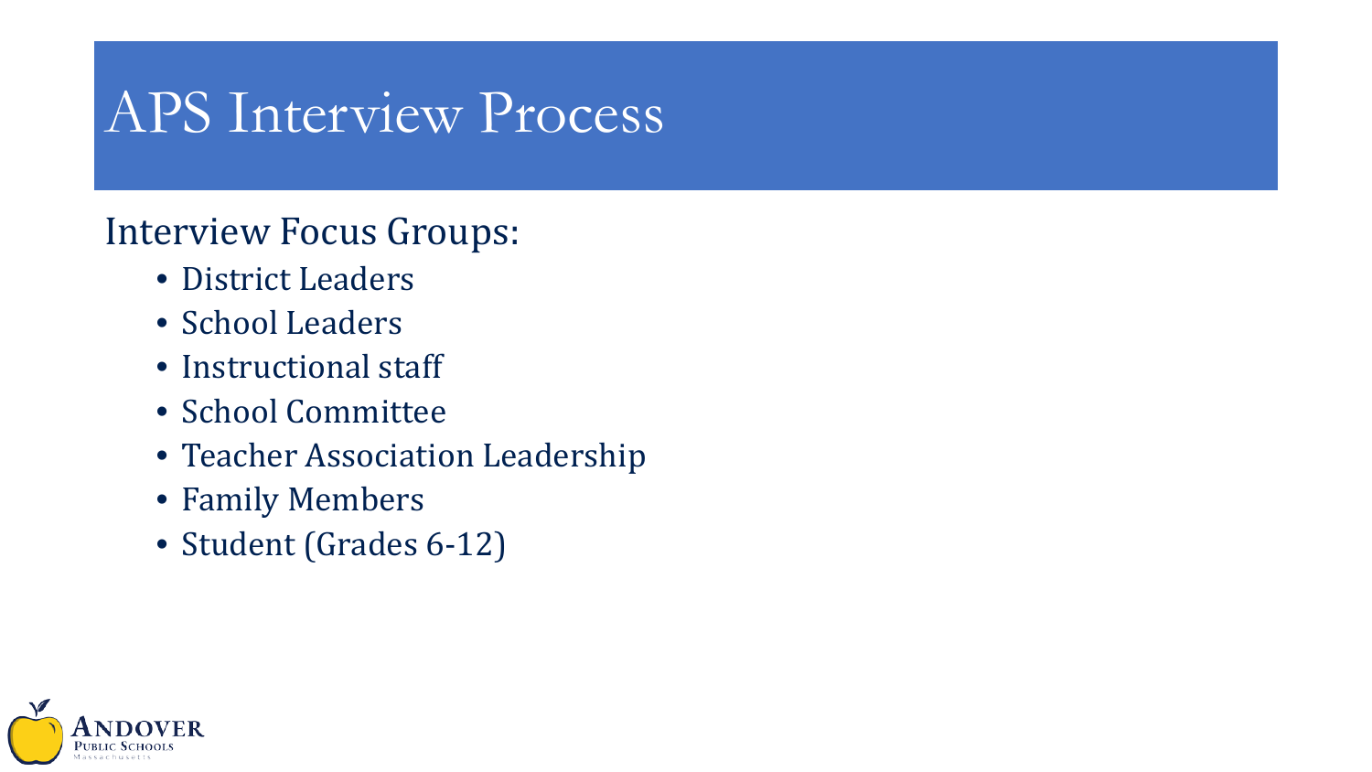# APS Interview Process

Interview Focus Groups:

- District Leaders
- School Leaders
- Instructional staff
- School Committee
- Teacher Association Leadership
- Family Members
- Student (Grades 6-12)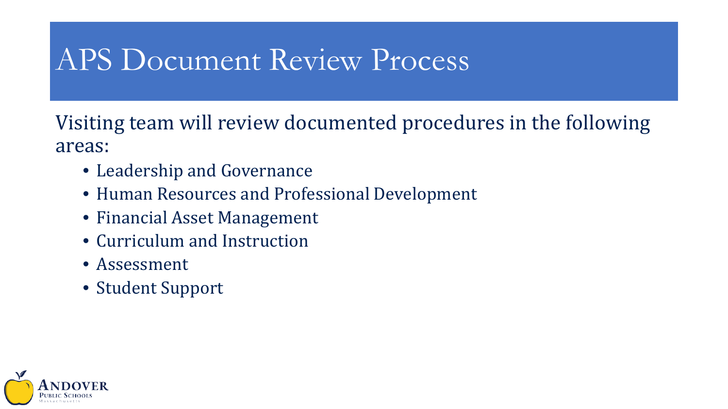# APS Document Review Process

Visiting team will review documented procedures in the following areas:

- Leadership and Governance
- Human Resources and Professional Development
- Financial Asset Management
- Curriculum and Instruction
- Assessment
- Student Support